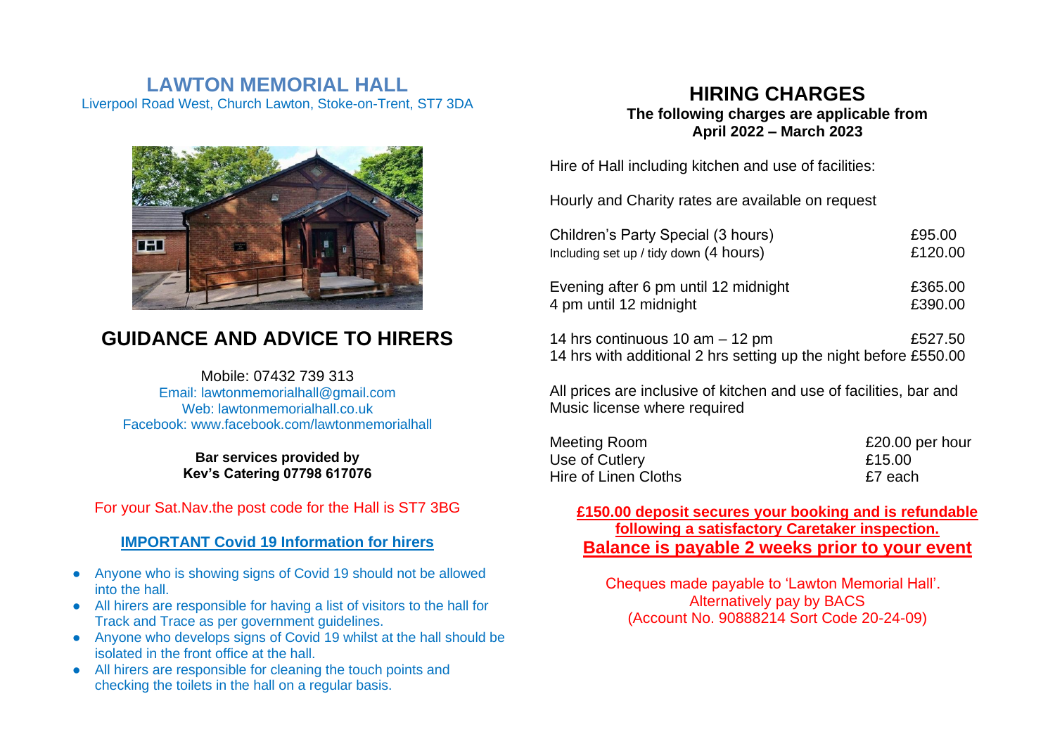# LAWTON MEMORIAL HALL

Liverpool Road West, Church Lawton, Stoke-on-Trent, ST7 3DA

## GUIDANCE AND ADVICE TO HIRERS

Mobile: 07432 739 313
Email: lawtonmemorialhall@gmail.com
Web: lawtonmemorialhall.co.uk
Facebook: www.facebook.com/lawtonmemorialhall

**Bar services provided by**
**Kev's Catering 07798 617076**

For your Sat.Nav.the post code for the Hall is ST7 3BG

**IMPORTANT Covid 19 Information for hirers**

- Anyone who is showing signs of Covid 19 should not be allowed into the hall.
- All hirers are responsible for having a list of visitors to the hall for Track and Trace as per government guidelines.
- Anyone who develops signs of Covid 19 whilst at the hall should be isolated in the front office at the hall.
- All hirers are responsible for cleaning the touch points and checking the toilets in the hall on a regular basis.

## HIRING CHARGES

**The following charges are applicable from April 2022 – March 2023**

Hire of Hall including kitchen and use of facilities:

Hourly and Charity rates are available on request

| | |
|---|---|
| Children's Party Special (3 hours) | £95.00 |
| Including set up / tidy down (4 hours) | £120.00 |
| Evening after 6 pm until 12 midnight | £365.00 |
| 4 pm until 12 midnight | £390.00 |
| 14 hrs continuous 10 am – 12 pm | £527.50 |
| 14 hrs with additional 2 hrs setting up the night before | £550.00 |

All prices are inclusive of kitchen and use of facilities, bar and Music license where required

| | |
|---|---|
| Meeting Room | £20.00 per hour |
| Use of Cutlery | £15.00 |
| Hire of Linen Cloths | £7 each |

**£150.00 deposit secures your booking and is refundable following a satisfactory Caretaker inspection.**
**Balance is payable 2 weeks prior to your event**

Cheques made payable to 'Lawton Memorial Hall'.
Alternatively pay by BACS
(Account No. 90888214 Sort Code 20-24-09)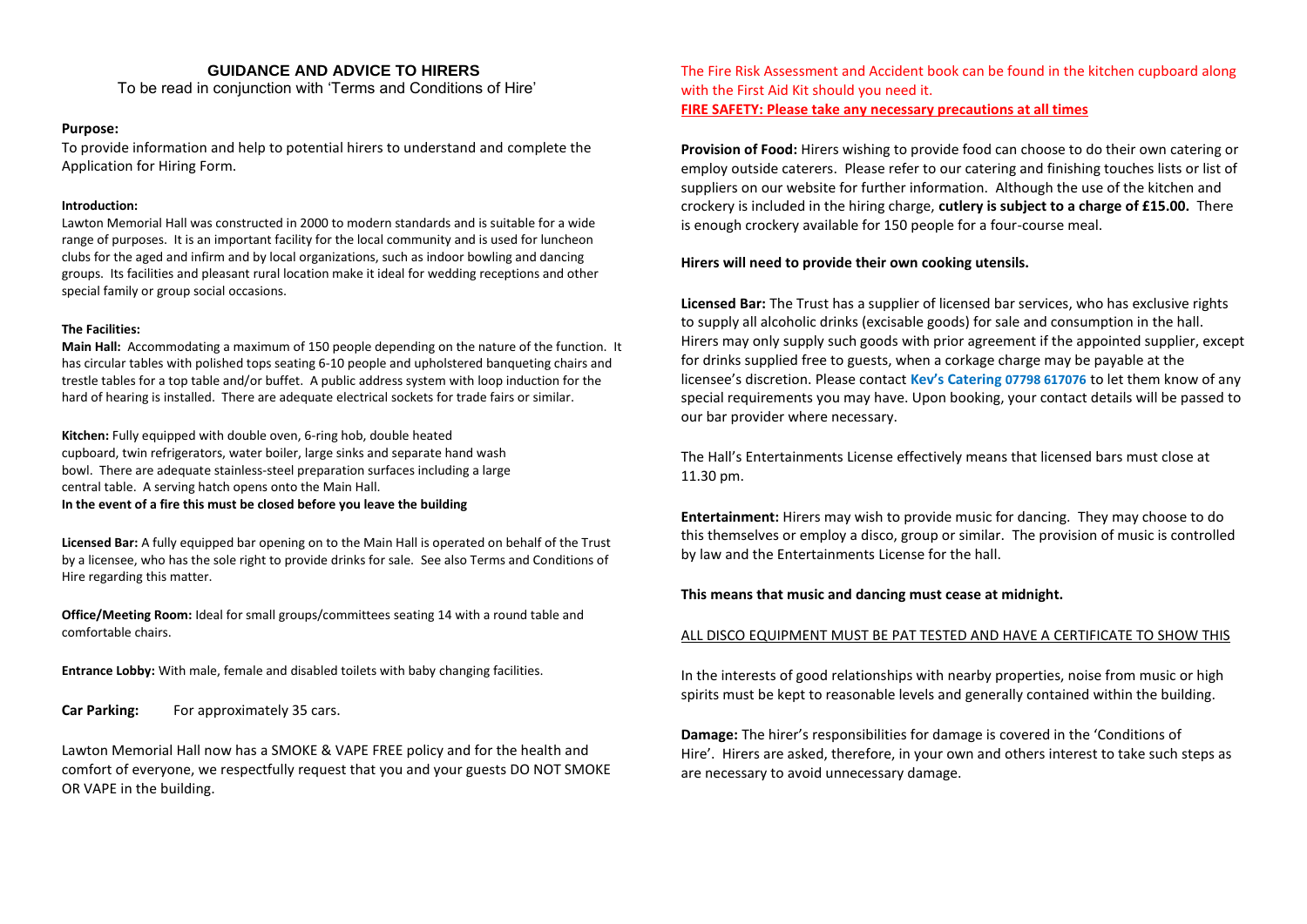## GUIDANCE AND ADVICE TO HIRERS

To be read in conjunction with 'Terms and Conditions of Hire'

**Purpose:**

To provide information and help to potential hirers to understand and complete the Application for Hiring Form.

**Introduction:**

Lawton Memorial Hall was constructed in 2000 to modern standards and is suitable for a wide range of purposes. It is an important facility for the local community and is used for luncheon clubs for the aged and infirm and by local organizations, such as indoor bowling and dancing groups. Its facilities and pleasant rural location make it ideal for wedding receptions and other special family or group social occasions.

**The Facilities:**

**Main Hall:** Accommodating a maximum of 150 people depending on the nature of the function. It has circular tables with polished tops seating 6-10 people and upholstered banqueting chairs and trestle tables for a top table and/or buffet. A public address system with loop induction for the hard of hearing is installed. There are adequate electrical sockets for trade fairs or similar.

**Kitchen:** Fully equipped with double oven, 6-ring hob, double heated cupboard, twin refrigerators, water boiler, large sinks and separate hand wash bowl. There are adequate stainless-steel preparation surfaces including a large central table. A serving hatch opens onto the Main Hall.
**In the event of a fire this must be closed before you leave the building**

**Licensed Bar:** A fully equipped bar opening on to the Main Hall is operated on behalf of the Trust by a licensee, who has the sole right to provide drinks for sale. See also Terms and Conditions of Hire regarding this matter.

**Office/Meeting Room:** Ideal for small groups/committees seating 14 with a round table and comfortable chairs.

**Entrance Lobby:** With male, female and disabled toilets with baby changing facilities.

**Car Parking:** For approximately 35 cars.

Lawton Memorial Hall now has a SMOKE & VAPE FREE policy and for the health and comfort of everyone, we respectfully request that you and your guests DO NOT SMOKE OR VAPE in the building.

The Fire Risk Assessment and Accident book can be found in the kitchen cupboard along with the First Aid Kit should you need it.
**FIRE SAFETY: Please take any necessary precautions at all times**

**Provision of Food:** Hirers wishing to provide food can choose to do their own catering or employ outside caterers. Please refer to our catering and finishing touches lists or list of suppliers on our website for further information. Although the use of the kitchen and crockery is included in the hiring charge, **cutlery is subject to a charge of £15.00.** There is enough crockery available for 150 people for a four-course meal.

**Hirers will need to provide their own cooking utensils.**

**Licensed Bar:** The Trust has a supplier of licensed bar services, who has exclusive rights to supply all alcoholic drinks (excisable goods) for sale and consumption in the hall. Hirers may only supply such goods with prior agreement if the appointed supplier, except for drinks supplied free to guests, when a corkage charge may be payable at the licensee's discretion. Please contact **Kev's Catering 07798 617076** to let them know of any special requirements you may have. Upon booking, your contact details will be passed to our bar provider where necessary.

The Hall's Entertainments License effectively means that licensed bars must close at 11.30 pm.

**Entertainment:** Hirers may wish to provide music for dancing. They may choose to do this themselves or employ a disco, group or similar. The provision of music is controlled by law and the Entertainments License for the hall.

**This means that music and dancing must cease at midnight.**

ALL DISCO EQUIPMENT MUST BE PAT TESTED AND HAVE A CERTIFICATE TO SHOW THIS

In the interests of good relationships with nearby properties, noise from music or high spirits must be kept to reasonable levels and generally contained within the building.

**Damage:** The hirer's responsibilities for damage is covered in the 'Conditions of Hire'. Hirers are asked, therefore, in your own and others interest to take such steps as are necessary to avoid unnecessary damage.